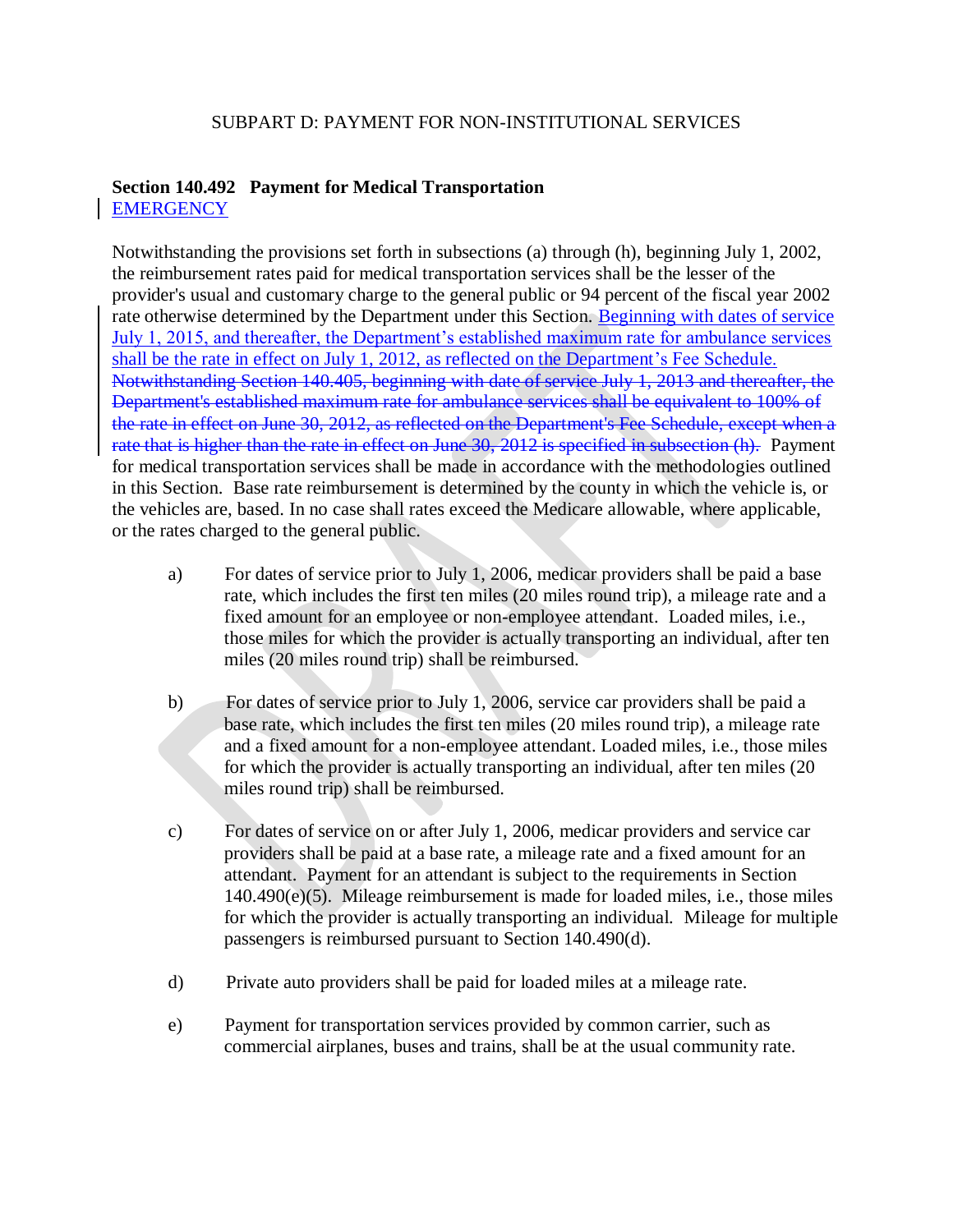SUBPART D: PAYMENT FOR NON-INSTITUTIONAL SERVICES

**Section 140.492 Payment for Medical Transportation**
EMERGENCY

Notwithstanding the provisions set forth in subsections (a) through (h), beginning July 1, 2002, the reimbursement rates paid for medical transportation services shall be the lesser of the provider's usual and customary charge to the general public or 94 percent of the fiscal year 2002 rate otherwise determined by the Department under this Section. Beginning with dates of service July 1, 2015, and thereafter, the Department's established maximum rate for ambulance services shall be the rate in effect on July 1, 2012, as reflected on the Department's Fee Schedule. ~~Notwithstanding Section 140.405, beginning with date of service July 1, 2013 and thereafter, the Department's established maximum rate for ambulance services shall be equivalent to 100% of the rate in effect on June 30, 2012, as reflected on the Department's Fee Schedule, except when a rate that is higher than the rate in effect on June 30, 2012 is specified in subsection (h).~~ Payment for medical transportation services shall be made in accordance with the methodologies outlined in this Section. Base rate reimbursement is determined by the county in which the vehicle is, or the vehicles are, based. In no case shall rates exceed the Medicare allowable, where applicable, or the rates charged to the general public.

a) For dates of service prior to July 1, 2006, medicar providers shall be paid a base rate, which includes the first ten miles (20 miles round trip), a mileage rate and a fixed amount for an employee or non-employee attendant. Loaded miles, i.e., those miles for which the provider is actually transporting an individual, after ten miles (20 miles round trip) shall be reimbursed.

b) For dates of service prior to July 1, 2006, service car providers shall be paid a base rate, which includes the first ten miles (20 miles round trip), a mileage rate and a fixed amount for a non-employee attendant. Loaded miles, i.e., those miles for which the provider is actually transporting an individual, after ten miles (20 miles round trip) shall be reimbursed.

c) For dates of service on or after July 1, 2006, medicar providers and service car providers shall be paid at a base rate, a mileage rate and a fixed amount for an attendant. Payment for an attendant is subject to the requirements in Section 140.490(e)(5). Mileage reimbursement is made for loaded miles, i.e., those miles for which the provider is actually transporting an individual. Mileage for multiple passengers is reimbursed pursuant to Section 140.490(d).

d) Private auto providers shall be paid for loaded miles at a mileage rate.

e) Payment for transportation services provided by common carrier, such as commercial airplanes, buses and trains, shall be at the usual community rate.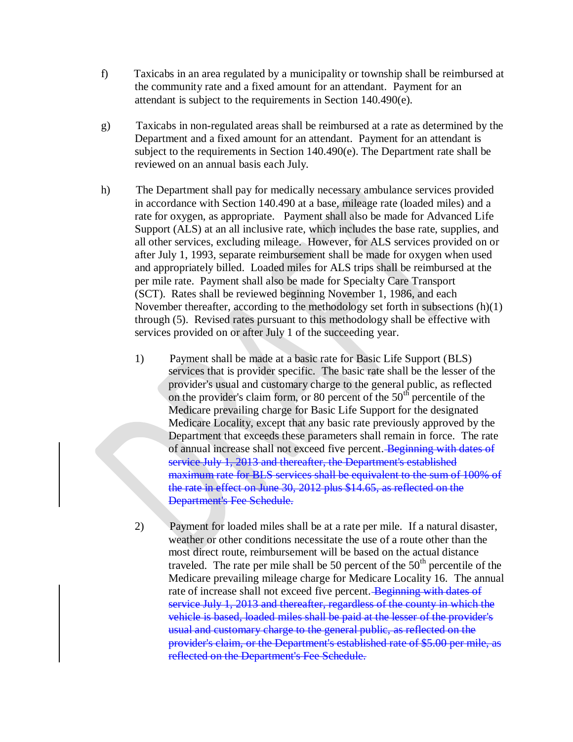f) Taxicabs in an area regulated by a municipality or township shall be reimbursed at the community rate and a fixed amount for an attendant. Payment for an attendant is subject to the requirements in Section 140.490(e).

g) Taxicabs in non-regulated areas shall be reimbursed at a rate as determined by the Department and a fixed amount for an attendant. Payment for an attendant is subject to the requirements in Section 140.490(e). The Department rate shall be reviewed on an annual basis each July.

h) The Department shall pay for medically necessary ambulance services provided in accordance with Section 140.490 at a base, mileage rate (loaded miles) and a rate for oxygen, as appropriate. Payment shall also be made for Advanced Life Support (ALS) at an all inclusive rate, which includes the base rate, supplies, and all other services, excluding mileage. However, for ALS services provided on or after July 1, 1993, separate reimbursement shall be made for oxygen when used and appropriately billed. Loaded miles for ALS trips shall be reimbursed at the per mile rate. Payment shall also be made for Specialty Care Transport (SCT). Rates shall be reviewed beginning November 1, 1986, and each November thereafter, according to the methodology set forth in subsections (h)(1) through (5). Revised rates pursuant to this methodology shall be effective with services provided on or after July 1 of the succeeding year.

   1) Payment shall be made at a basic rate for Basic Life Support (BLS) services that is provider specific. The basic rate shall be the lesser of the provider's usual and customary charge to the general public, as reflected on the provider's claim form, or 80 percent of the 50th percentile of the Medicare prevailing charge for Basic Life Support for the designated Medicare Locality, except that any basic rate previously approved by the Department that exceeds these parameters shall remain in force. The rate of annual increase shall not exceed five percent. ~~Beginning with dates of service July 1, 2013 and thereafter, the Department's established maximum rate for BLS services shall be equivalent to the sum of 100% of the rate in effect on June 30, 2012 plus $14.65, as reflected on the Department's Fee Schedule.~~

   2) Payment for loaded miles shall be at a rate per mile. If a natural disaster, weather or other conditions necessitate the use of a route other than the most direct route, reimbursement will be based on the actual distance traveled. The rate per mile shall be 50 percent of the 50th percentile of the Medicare prevailing mileage charge for Medicare Locality 16. The annual rate of increase shall not exceed five percent. ~~Beginning with dates of service July 1, 2013 and thereafter, regardless of the county in which the vehicle is based, loaded miles shall be paid at the lesser of the provider's usual and customary charge to the general public, as reflected on the provider's claim, or the Department's established rate of $5.00 per mile, as reflected on the Department's Fee Schedule.~~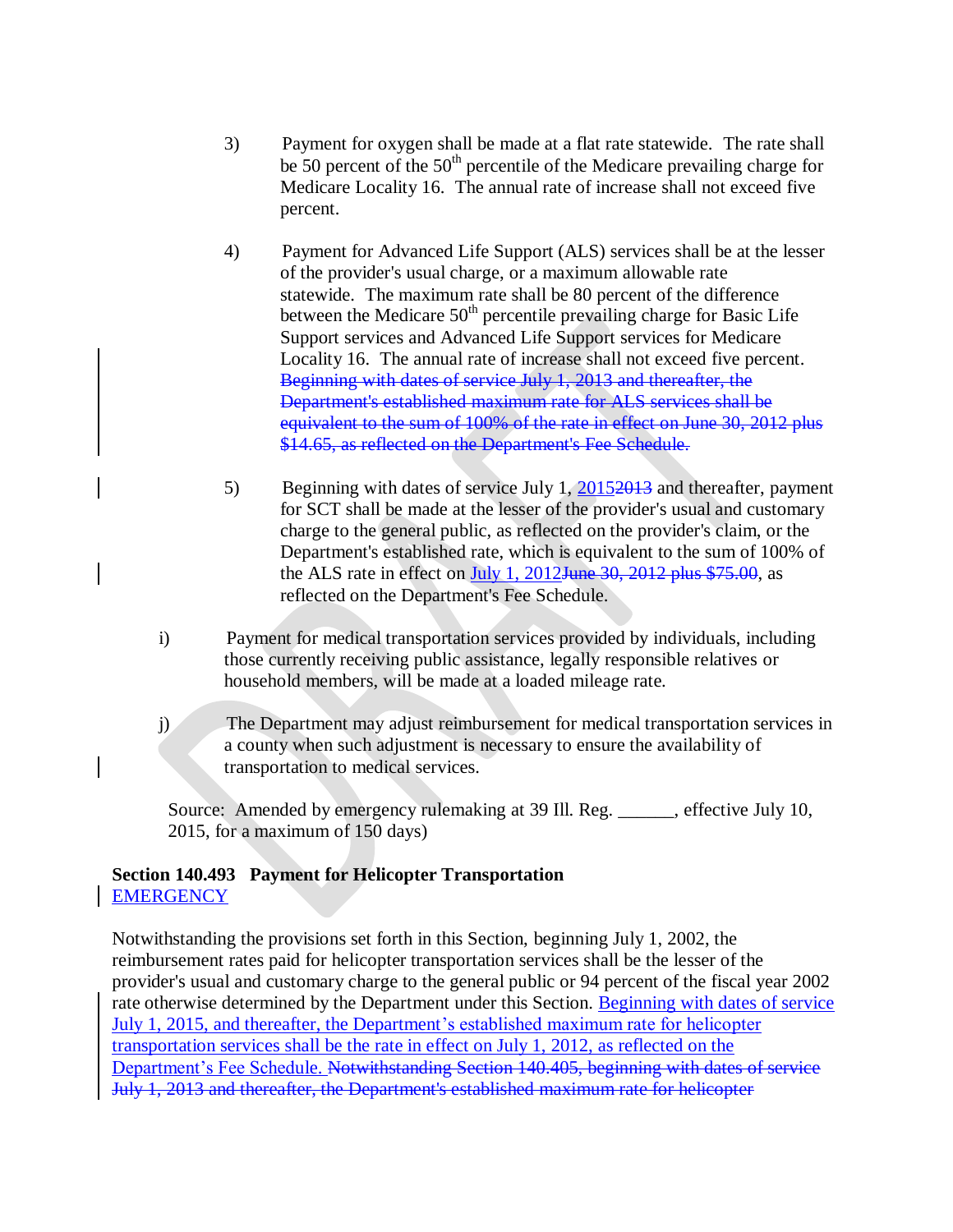3) Payment for oxygen shall be made at a flat rate statewide. The rate shall be 50 percent of the 50th percentile of the Medicare prevailing charge for Medicare Locality 16. The annual rate of increase shall not exceed five percent.

4) Payment for Advanced Life Support (ALS) services shall be at the lesser of the provider's usual charge, or a maximum allowable rate statewide. The maximum rate shall be 80 percent of the difference between the Medicare 50th percentile prevailing charge for Basic Life Support services and Advanced Life Support services for Medicare Locality 16. The annual rate of increase shall not exceed five percent. ~~Beginning with dates of service July 1, 2013 and thereafter, the Department's established maximum rate for ALS services shall be equivalent to the sum of 100% of the rate in effect on June 30, 2012 plus $14.65, as reflected on the Department's Fee Schedule.~~

5) Beginning with dates of service July 1, <u>2015</u>~~2013~~ and thereafter, payment for SCT shall be made at the lesser of the provider's usual and customary charge to the general public, as reflected on the provider's claim, or the Department's established rate, which is equivalent to the sum of 100% of the ALS rate in effect on <u>July 1, 2012</u>~~June 30, 2012 plus $75.00~~, as reflected on the Department's Fee Schedule.

i) Payment for medical transportation services provided by individuals, including those currently receiving public assistance, legally responsible relatives or household members, will be made at a loaded mileage rate.

j) The Department may adjust reimbursement for medical transportation services in a county when such adjustment is necessary to ensure the availability of transportation to medical services.

(Source: Amended by emergency rulemaking at 39 Ill. Reg. ______, effective July 10, 2015, for a maximum of 150 days)

**Section 140.493 Payment for Helicopter Transportation**
<u>EMERGENCY</u>

Notwithstanding the provisions set forth in this Section, beginning July 1, 2002, the reimbursement rates paid for helicopter transportation services shall be the lesser of the provider's usual and customary charge to the general public or 94 percent of the fiscal year 2002 rate otherwise determined by the Department under this Section. <u>Beginning with dates of service July 1, 2015, and thereafter, the Department's established maximum rate for helicopter transportation services shall be the rate in effect on July 1, 2012, as reflected on the Department's Fee Schedule.</u> ~~Notwithstanding Section 140.405, beginning with dates of service July 1, 2013 and thereafter, the Department's established maximum rate for helicopter~~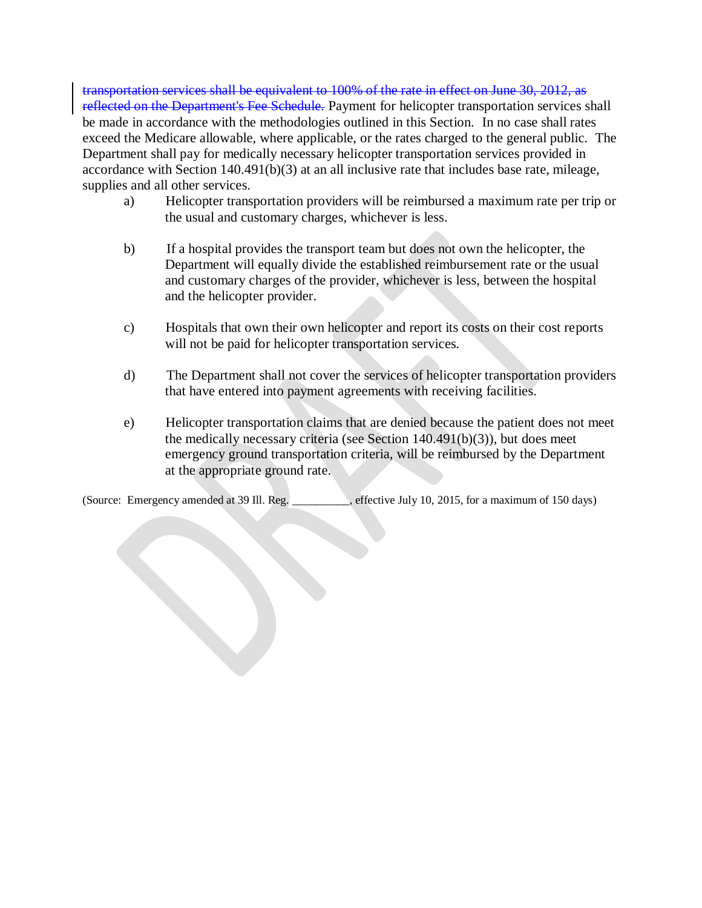~~transportation services shall be equivalent to 100% of the rate in effect on June 30, 2012, as reflected on the Department's Fee Schedule.~~ Payment for helicopter transportation services shall be made in accordance with the methodologies outlined in this Section. In no case shall rates exceed the Medicare allowable, where applicable, or the rates charged to the general public. The Department shall pay for medically necessary helicopter transportation services provided in accordance with Section 140.491(b)(3) at an all inclusive rate that includes base rate, mileage, supplies and all other services.

a) Helicopter transportation providers will be reimbursed a maximum rate per trip or the usual and customary charges, whichever is less.

b) If a hospital provides the transport team but does not own the helicopter, the Department will equally divide the established reimbursement rate or the usual and customary charges of the provider, whichever is less, between the hospital and the helicopter provider.

c) Hospitals that own their own helicopter and report its costs on their cost reports will not be paid for helicopter transportation services.

d) The Department shall not cover the services of helicopter transportation providers that have entered into payment agreements with receiving facilities.

e) Helicopter transportation claims that are denied because the patient does not meet the medically necessary criteria (see Section 140.491(b)(3)), but does meet emergency ground transportation criteria, will be reimbursed by the Department at the appropriate ground rate.

(Source: Emergency amended at 39 Ill. Reg. __________, effective July 10, 2015, for a maximum of 150 days)